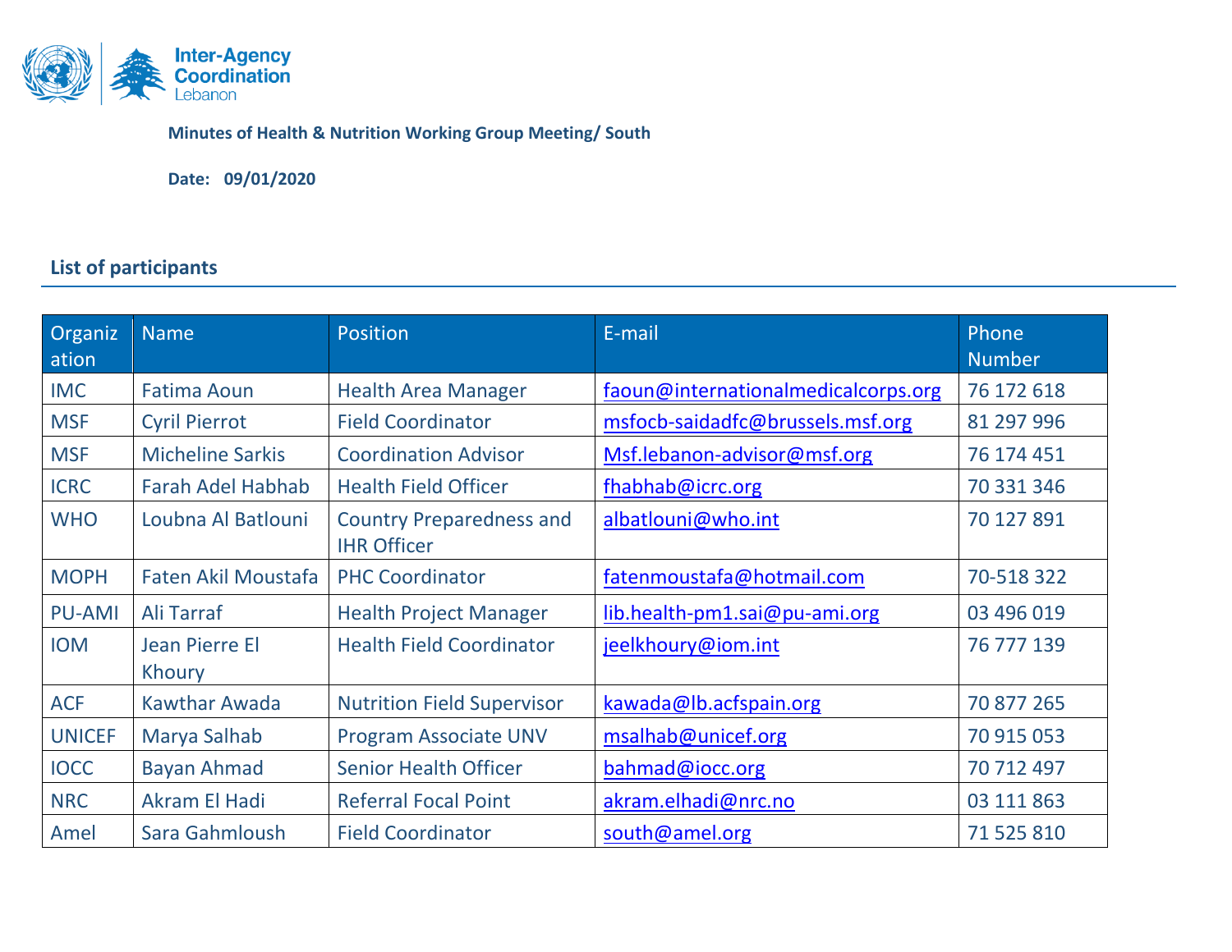Inter-Agency Coordination Lebanon

**Minutes of Health & Nutrition Working Group Meeting/ South**

**Date: 09/01/2020**

## List of participants

| Organization | Name | Position | E-mail | Phone Number |
|---|---|---|---|---|
| IMC | Fatima Aoun | Health Area Manager | faoun@internationalmedicalcorps.org | 76 172 618 |
| MSF | Cyril Pierrot | Field Coordinator | msfocb-saidadfc@brussels.msf.org | 81 297 996 |
| MSF | Micheline Sarkis | Coordination Advisor | Msf.lebanon-advisor@msf.org | 76 174 451 |
| ICRC | Farah Adel Habhab | Health Field Officer | fhabhab@icrc.org | 70 331 346 |
| WHO | Loubna Al Batlouni | Country Preparedness and IHR Officer | albatlouni@who.int | 70 127 891 |
| MOPH | Faten Akil Moustafa | PHC Coordinator | fatenmoustafa@hotmail.com | 70-518 322 |
| PU-AMI | Ali Tarraf | Health Project Manager | lib.health-pm1.sai@pu-ami.org | 03 496 019 |
| IOM | Jean Pierre El Khoury | Health Field Coordinator | jeelkhoury@iom.int | 76 777 139 |
| ACF | Kawthar Awada | Nutrition Field Supervisor | kawada@lb.acfspain.org | 70 877 265 |
| UNICEF | Marya Salhab | Program Associate UNV | msalhab@unicef.org | 70 915 053 |
| IOCC | Bayan Ahmad | Senior Health Officer | bahmad@iocc.org | 70 712 497 |
| NRC | Akram El Hadi | Referral Focal Point | akram.elhadi@nrc.no | 03 111 863 |
| Amel | Sara Gahmloush | Field Coordinator | south@amel.org | 71 525 810 |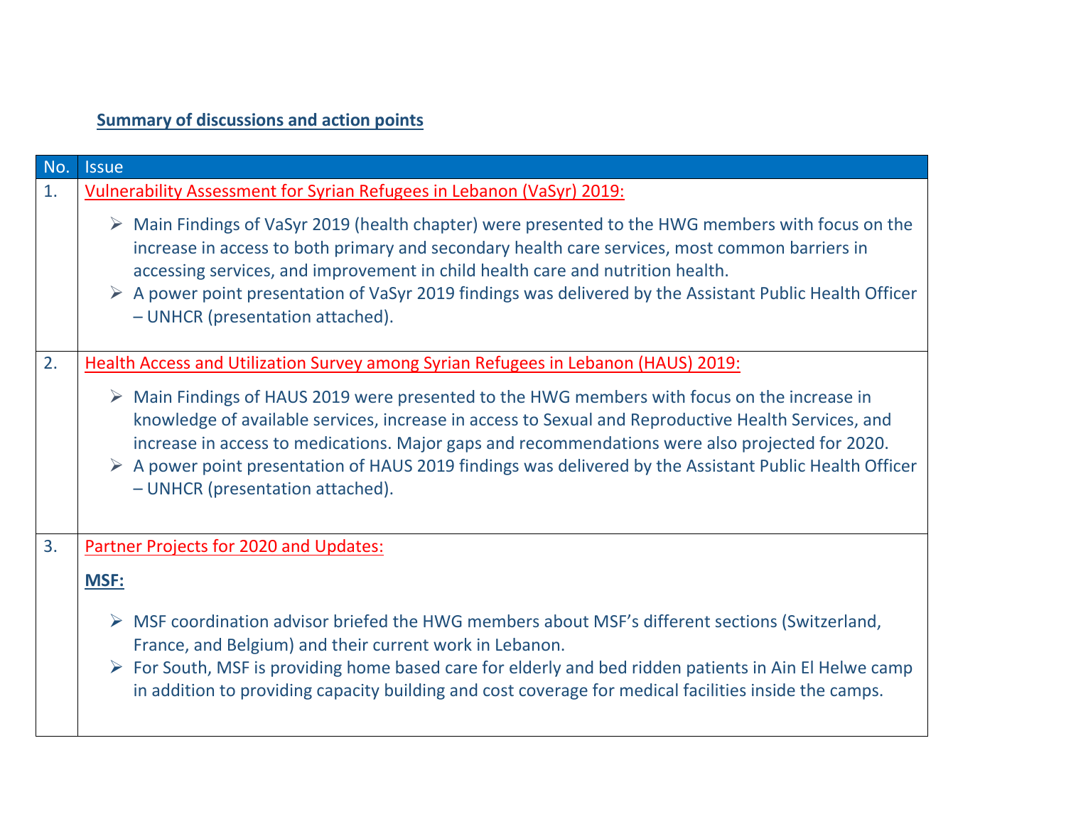## Summary of discussions and action points

| No. | Issue |
|---|---|
| 1. | Vulnerability Assessment for Syrian Refugees in Lebanon (VaSyr) 2019:<br>➢ Main Findings of VaSyr 2019 (health chapter) were presented to the HWG members with focus on the increase in access to both primary and secondary health care services, most common barriers in accessing services, and improvement in child health care and nutrition health.<br>➢ A power point presentation of VaSyr 2019 findings was delivered by the Assistant Public Health Officer – UNHCR (presentation attached). |
| 2. | Health Access and Utilization Survey among Syrian Refugees in Lebanon (HAUS) 2019:<br>➢ Main Findings of HAUS 2019 were presented to the HWG members with focus on the increase in knowledge of available services, increase in access to Sexual and Reproductive Health Services, and increase in access to medications. Major gaps and recommendations were also projected for 2020.<br>➢ A power point presentation of HAUS 2019 findings was delivered by the Assistant Public Health Officer – UNHCR (presentation attached). |
| 3. | Partner Projects for 2020 and Updates:<br>**MSF:**<br>➢ MSF coordination advisor briefed the HWG members about MSF's different sections (Switzerland, France, and Belgium) and their current work in Lebanon.<br>➢ For South, MSF is providing home based care for elderly and bed ridden patients in Ain El Helwe camp in addition to providing capacity building and cost coverage for medical facilities inside the camps. |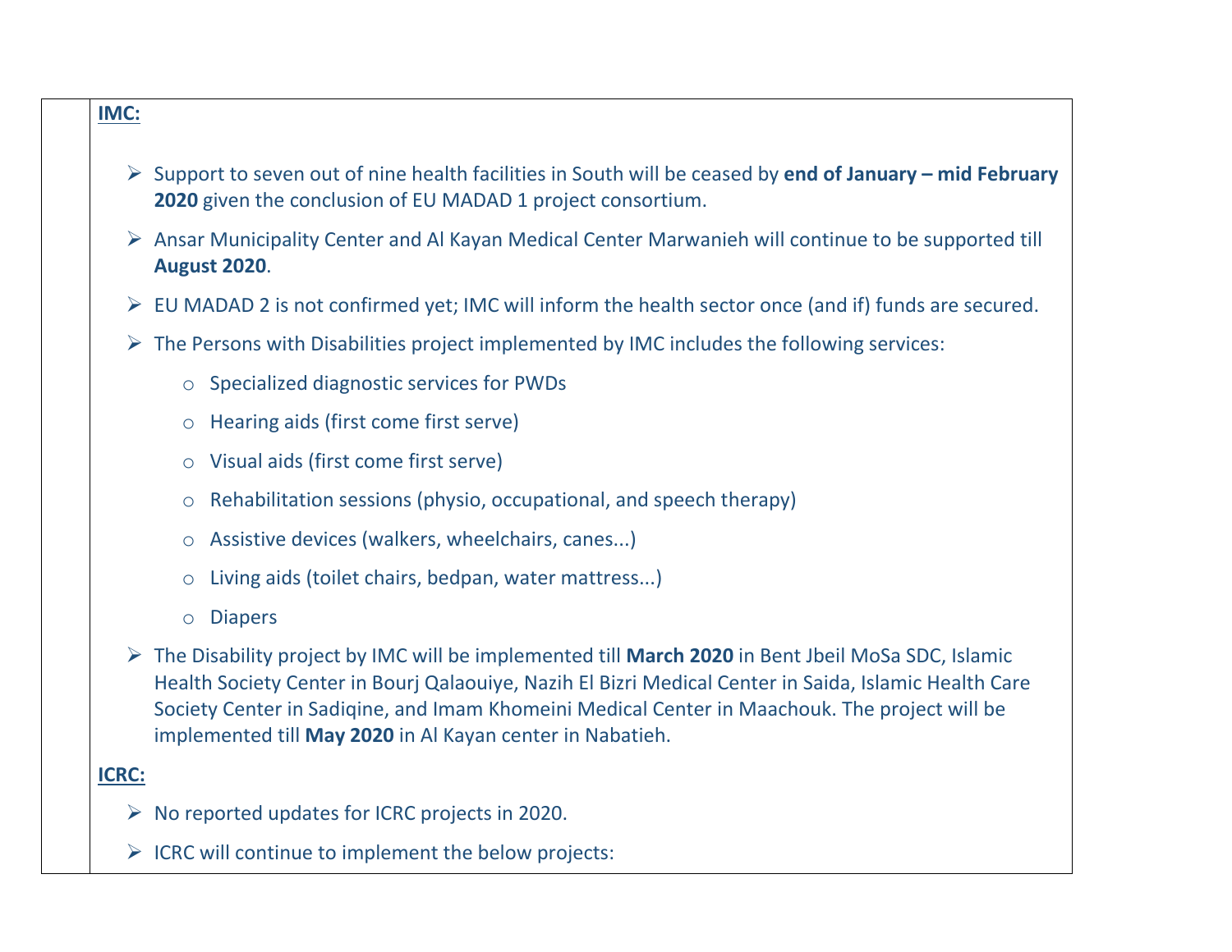**IMC:**

- Support to seven out of nine health facilities in South will be ceased by **end of January – mid February 2020** given the conclusion of EU MADAD 1 project consortium.
- Ansar Municipality Center and Al Kayan Medical Center Marwanieh will continue to be supported till **August 2020**.
- EU MADAD 2 is not confirmed yet; IMC will inform the health sector once (and if) funds are secured.
- The Persons with Disabilities project implemented by IMC includes the following services:
    - Specialized diagnostic services for PWDs
    - Hearing aids (first come first serve)
    - Visual aids (first come first serve)
    - Rehabilitation sessions (physio, occupational, and speech therapy)
    - Assistive devices (walkers, wheelchairs, canes...)
    - Living aids (toilet chairs, bedpan, water mattress...)
    - Diapers
- The Disability project by IMC will be implemented till **March 2020** in Bent Jbeil MoSa SDC, Islamic Health Society Center in Bourj Qalaouiye, Nazih El Bizri Medical Center in Saida, Islamic Health Care Society Center in Sadiqine, and Imam Khomeini Medical Center in Maachouk. The project will be implemented till **May 2020** in Al Kayan center in Nabatieh.

**ICRC:**

- No reported updates for ICRC projects in 2020.
- ICRC will continue to implement the below projects: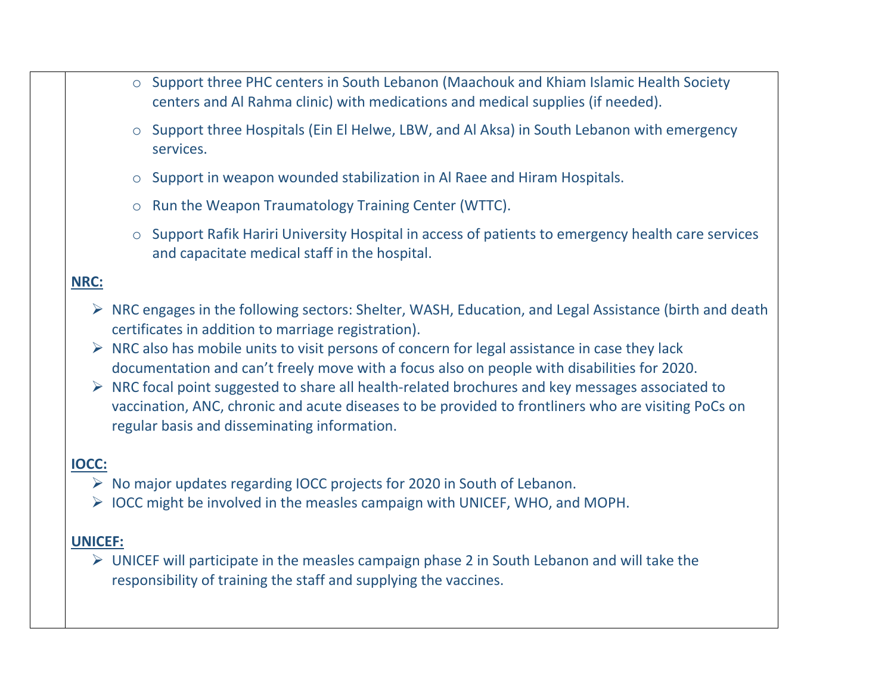- Support three PHC centers in South Lebanon (Maachouk and Khiam Islamic Health Society centers and Al Rahma clinic) with medications and medical supplies (if needed).
- Support three Hospitals (Ein El Helwe, LBW, and Al Aksa) in South Lebanon with emergency services.
- Support in weapon wounded stabilization in Al Raee and Hiram Hospitals.
- Run the Weapon Traumatology Training Center (WTTC).
- Support Rafik Hariri University Hospital in access of patients to emergency health care services and capacitate medical staff in the hospital.

**NRC:**

- NRC engages in the following sectors: Shelter, WASH, Education, and Legal Assistance (birth and death certificates in addition to marriage registration).
- NRC also has mobile units to visit persons of concern for legal assistance in case they lack documentation and can't freely move with a focus also on people with disabilities for 2020.
- NRC focal point suggested to share all health-related brochures and key messages associated to vaccination, ANC, chronic and acute diseases to be provided to frontliners who are visiting PoCs on regular basis and disseminating information.

**IOCC:**

- No major updates regarding IOCC projects for 2020 in South of Lebanon.
- IOCC might be involved in the measles campaign with UNICEF, WHO, and MOPH.

**UNICEF:**

- UNICEF will participate in the measles campaign phase 2 in South Lebanon and will take the responsibility of training the staff and supplying the vaccines.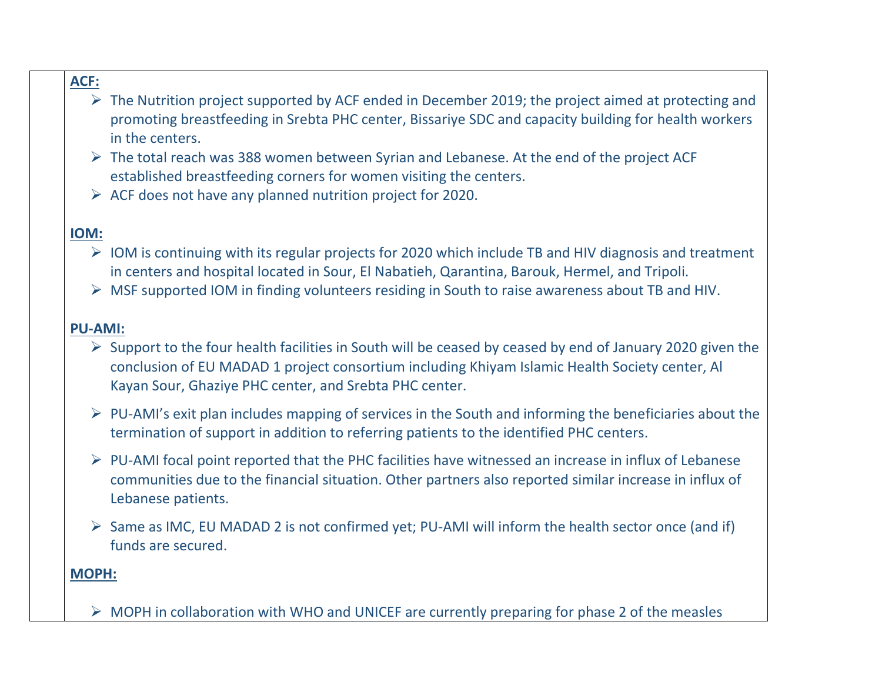**ACF:**

- The Nutrition project supported by ACF ended in December 2019; the project aimed at protecting and promoting breastfeeding in Srebta PHC center, Bissariye SDC and capacity building for health workers in the centers.
- The total reach was 388 women between Syrian and Lebanese. At the end of the project ACF established breastfeeding corners for women visiting the centers.
- ACF does not have any planned nutrition project for 2020.

**IOM:**

- IOM is continuing with its regular projects for 2020 which include TB and HIV diagnosis and treatment in centers and hospital located in Sour, El Nabatieh, Qarantina, Barouk, Hermel, and Tripoli.
- MSF supported IOM in finding volunteers residing in South to raise awareness about TB and HIV.

**PU-AMI:**

- Support to the four health facilities in South will be ceased by ceased by end of January 2020 given the conclusion of EU MADAD 1 project consortium including Khiyam Islamic Health Society center, Al Kayan Sour, Ghaziye PHC center, and Srebta PHC center.
- PU-AMI's exit plan includes mapping of services in the South and informing the beneficiaries about the termination of support in addition to referring patients to the identified PHC centers.
- PU-AMI focal point reported that the PHC facilities have witnessed an increase in influx of Lebanese communities due to the financial situation. Other partners also reported similar increase in influx of Lebanese patients.
- Same as IMC, EU MADAD 2 is not confirmed yet; PU-AMI will inform the health sector once (and if) funds are secured.

**MOPH:**

- MOPH in collaboration with WHO and UNICEF are currently preparing for phase 2 of the measles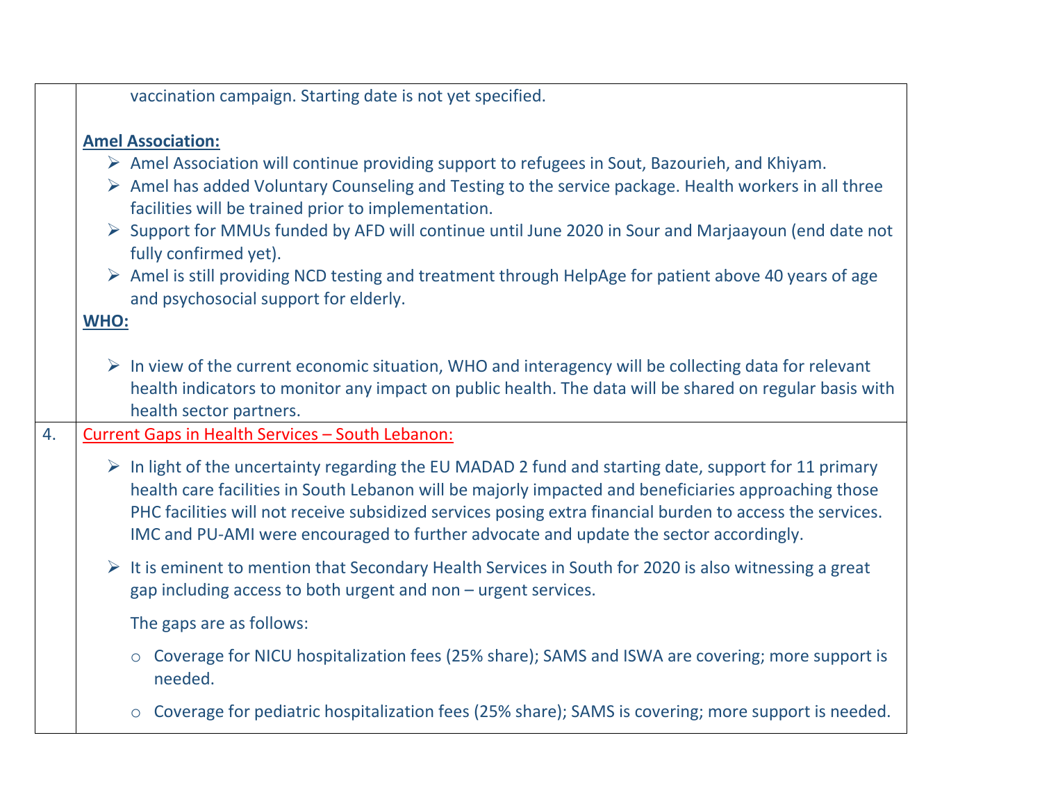| | |
|---|---|
| | vaccination campaign. Starting date is not yet specified.<br><br>**Amel Association:**<br>➢ Amel Association will continue providing support to refugees in Sout, Bazourieh, and Khiyam.<br>➢ Amel has added Voluntary Counseling and Testing to the service package. Health workers in all three facilities will be trained prior to implementation.<br>➢ Support for MMUs funded by AFD will continue until June 2020 in Sour and Marjaayoun (end date not fully confirmed yet).<br>➢ Amel is still providing NCD testing and treatment through HelpAge for patient above 40 years of age and psychosocial support for elderly.<br><br>**WHO:**<br>➢ In view of the current economic situation, WHO and interagency will be collecting data for relevant health indicators to monitor any impact on public health. The data will be shared on regular basis with health sector partners. |
| 4. | Current Gaps in Health Services – South Lebanon:<br><br>➢ In light of the uncertainty regarding the EU MADAD 2 fund and starting date, support for 11 primary health care facilities in South Lebanon will be majorly impacted and beneficiaries approaching those PHC facilities will not receive subsidized services posing extra financial burden to access the services. IMC and PU-AMI were encouraged to further advocate and update the sector accordingly.<br><br>➢ It is eminent to mention that Secondary Health Services in South for 2020 is also witnessing a great gap including access to both urgent and non – urgent services.<br><br>The gaps are as follows:<br><br>○ Coverage for NICU hospitalization fees (25% share); SAMS and ISWA are covering; more support is needed.<br><br>○ Coverage for pediatric hospitalization fees (25% share); SAMS is covering; more support is needed. |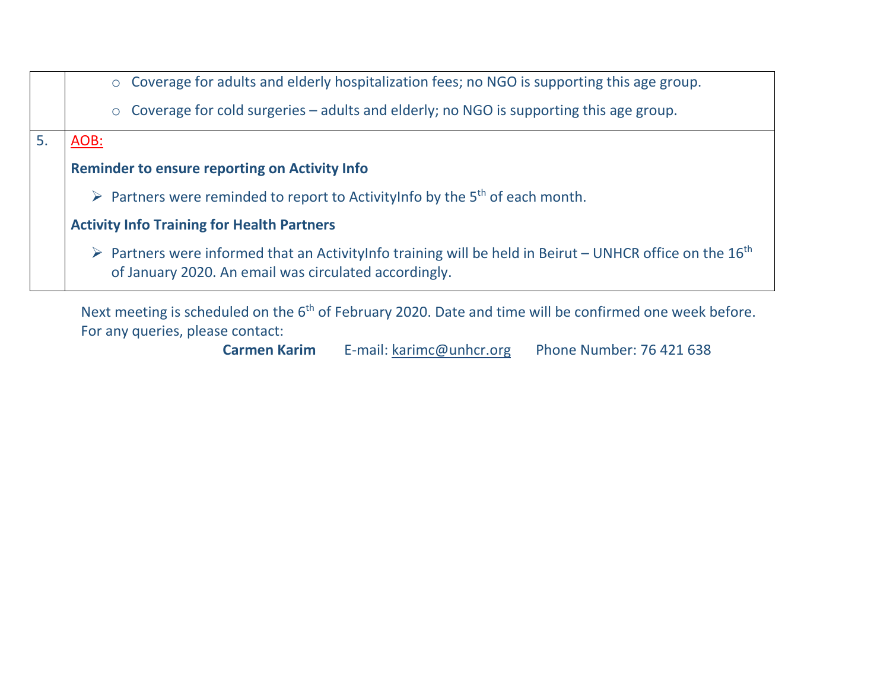| | |
|---|---|
| | ○ Coverage for adults and elderly hospitalization fees; no NGO is supporting this age group.<br>○ Coverage for cold surgeries – adults and elderly; no NGO is supporting this age group. |
| 5. | AOB:<br>**Reminder to ensure reporting on Activity Info**<br>➢ Partners were reminded to report to ActivityInfo by the 5th of each month.<br>**Activity Info Training for Health Partners**<br>➢ Partners were informed that an ActivityInfo training will be held in Beirut – UNHCR office on the 16th of January 2020. An email was circulated accordingly. |

Next meeting is scheduled on the 6th of February 2020. Date and time will be confirmed one week before.
For any queries, please contact:

**Carmen Karim** E-mail: karimc@unhcr.org Phone Number: 76 421 638